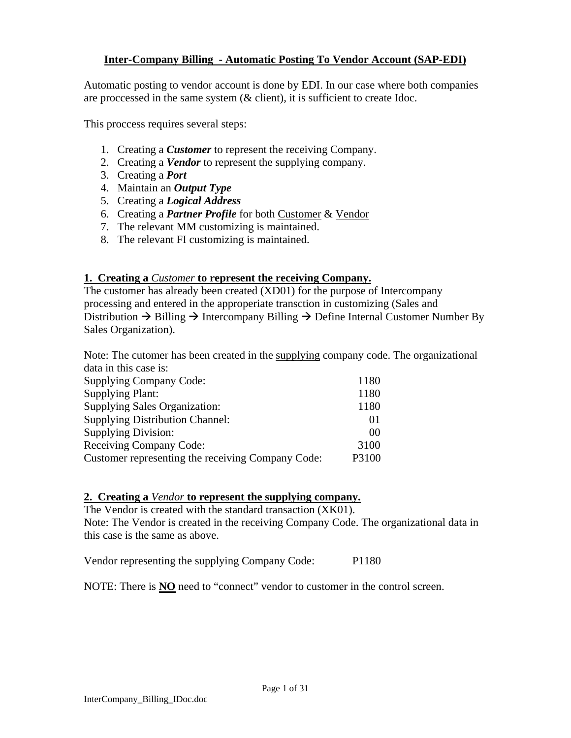# Inter-Company Billing - Automatic Posting To Vendor Account (SAP-EDI)

Automatic posting to vendor account is done by EDI. In our case where both companies are proccessed in the same system (& client), it is sufficient to create Idoc.

This proccess requires several steps:

1. Creating a ***Customer*** to represent the receiving Company.
2. Creating a ***Vendor*** to represent the supplying company.
3. Creating a ***Port***
4. Maintain an ***Output Type***
5. Creating a ***Logical Address***
6. Creating a ***Partner Profile*** for both <u>Customer</u> & <u>Vendor</u>
7. The relevant MM customizing is maintained.
8. The relevant FI customizing is maintained.

## 1. Creating a *Customer* to represent the receiving Company.

The customer has already been created (XD01) for the purpose of Intercompany processing and entered in the appropereiate transction in customizing (Sales and Distribution → Billing → Intercompany Billing → Define Internal Customer Number By Sales Organization).

Note: The cutomer has been created in the <u>supplying</u> company code. The organizational data in this case is:

| | |
|---|---|
| Supplying Company Code: | 1180 |
| Supplying Plant: | 1180 |
| Supplying Sales Organization: | 1180 |
| Supplying Distribution Channel: | 01 |
| Supplying Division: | 00 |
| Receiving Company Code: | 3100 |
| Customer representing the receiving Company Code: | P3100 |

## 2. Creating a *Vendor* to represent the supplying company.

The Vendor is created with the standard transaction (XK01).
Note: The Vendor is created in the receiving Company Code. The organizational data in this case is the same as above.

Vendor representing the supplying Company Code: P1180

NOTE: There is **<u>NO</u>** need to "connect" vendor to customer in the control screen.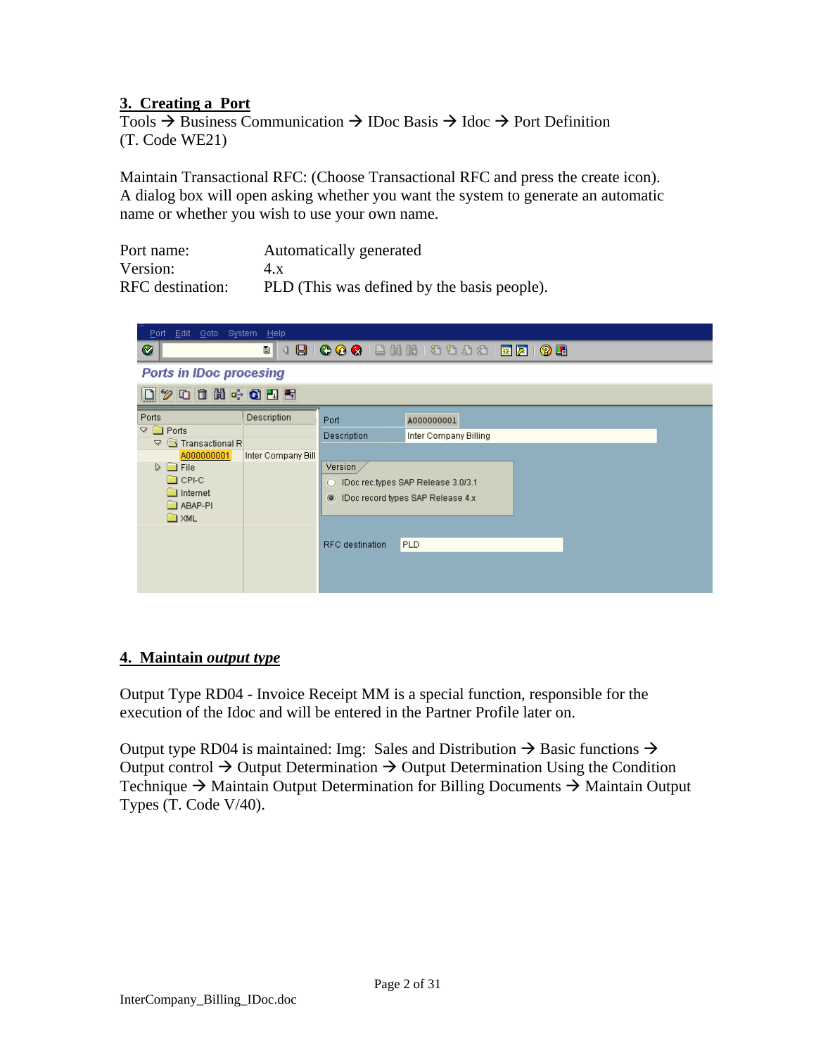## 3. Creating a Port

Tools → Business Communication → IDoc Basis → Idoc → Port Definition
(T. Code WE21)

Maintain Transactional RFC: (Choose Transactional RFC and press the create icon). A dialog box will open asking whether you want the system to generate an automatic name or whether you wish to use your own name.

| | |
|---|---|
| Port name: | Automatically generated |
| Version: | 4.x |
| RFC destination: | PLD (This was defined by the basis people). |

## 4. Maintain *output type*

Output Type RD04 - Invoice Receipt MM is a special function, responsible for the execution of the Idoc and will be entered in the Partner Profile later on.

Output type RD04 is maintained: Img: Sales and Distribution → Basic functions → Output control → Output Determination → Output Determination Using the Condition Technique → Maintain Output Determination for Billing Documents → Maintain Output Types (T. Code V/40).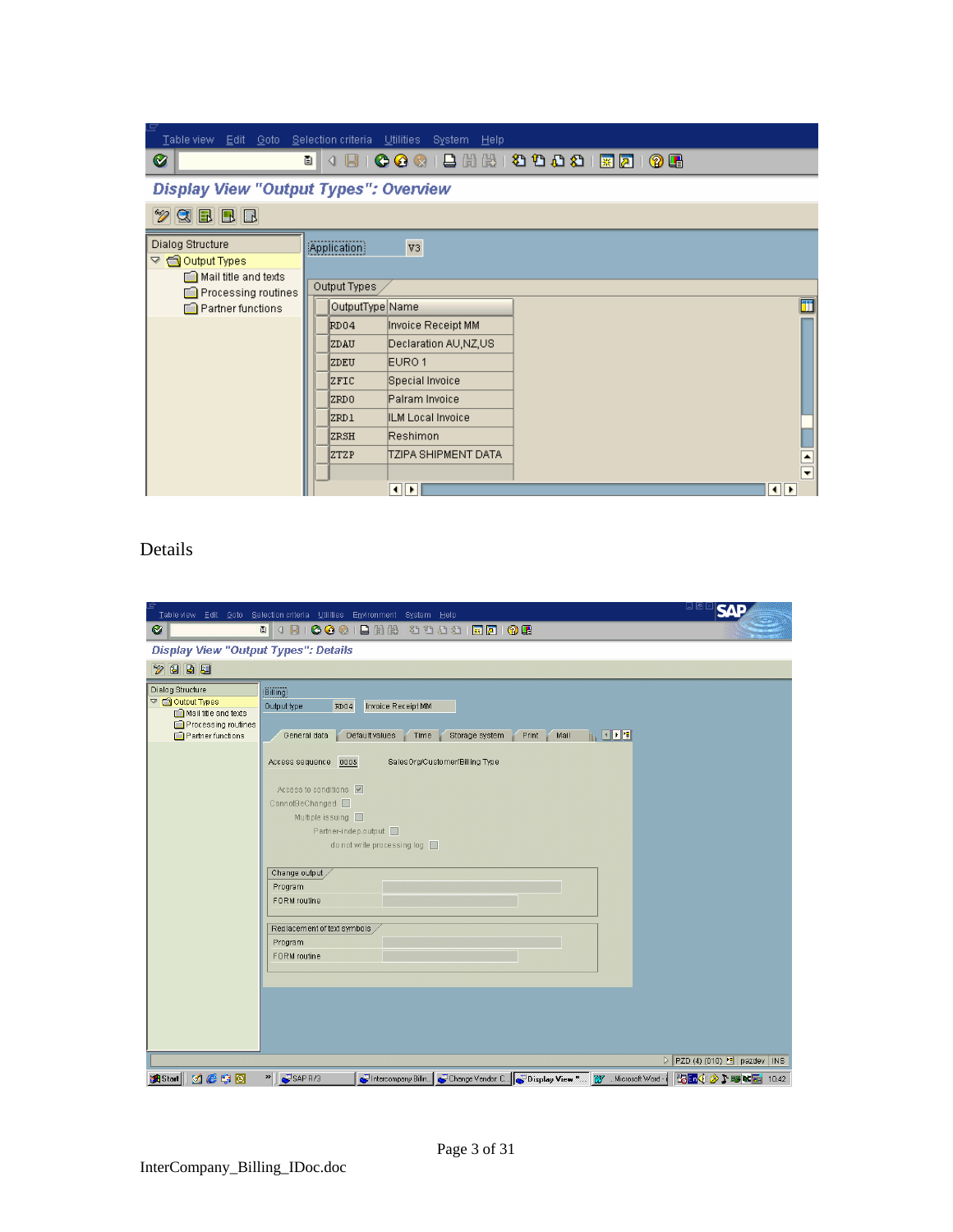Table view Edit Goto Selection criteria Utilities System Help

## Display View "Output Types": Overview

Dialog Structure
- Output Types
  - Mail title and texts
  - Processing routines
  - Partner functions

Application V3

Output Types

| OutputType | Name |
|---|---|
| RD04 | Invoice Receipt MM |
| ZDAU | Declaration AU,NZ,US |
| ZDEU | EURO 1 |
| ZFIC | Special Invoice |
| ZRD0 | Palram Invoice |
| ZRD1 | ILM Local Invoice |
| ZRSH | Reshimon |
| ZTZP | TZIPA SHIPMENT DATA |

Details

Table view Edit Goto Selection criteria Utilities Environment System Help

## Display View "Output Types": Details

Dialog Structure
- Output Types
  - Mail title and texts
  - Processing routines
  - Partner functions

Billing

Output type RD04 Invoice Receipt MM

General data | Default values | Time | Storage system | Print | Mail

Access sequence 0005 SalesOrg/Customer/Billing Type

Access to conditions ☑

CannotBeChanged ☐

Multiple issuing ☐

Partner-indep.output ☐

do not write processing log ☐

Change output
- Program
- FORM routine

Replacement of text symbols
- Program
- FORM routine

PZD (4) (010) pazdev INS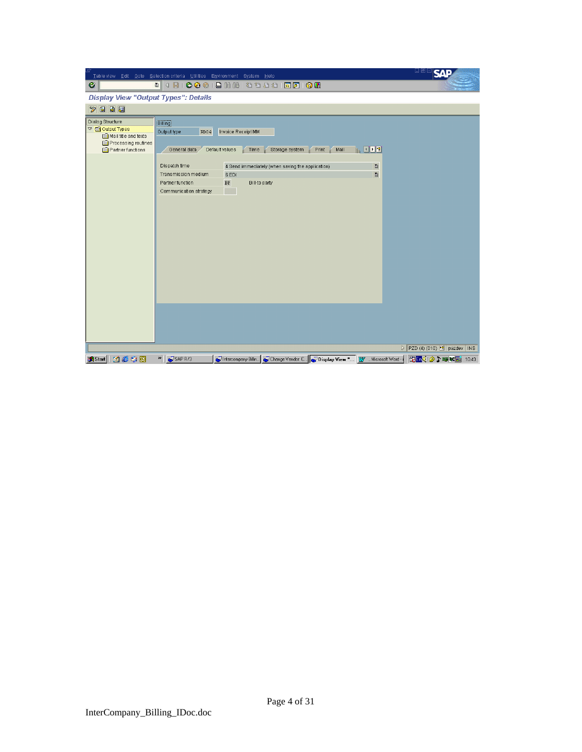Table view Edit Goto Selection criteria Utilities Environment System Help

**Display View "Output Types": Details**

Dialog Structure

- Output Types
  - Mail title and texts
  - Processing routines
  - Partner functions

Billing

Output type: RD04 Invoice Receipt MM

General data | Default values | Time | Storage system | Print | Mail

| | |
|---|---|
| Dispatch time | 4 Send immediately (when saving the application) |
| Transmission medium | 6 EDI |
| Partner function | BP Bill-to party |
| Communication strategy | |

PZD (4) (010) pszdev INS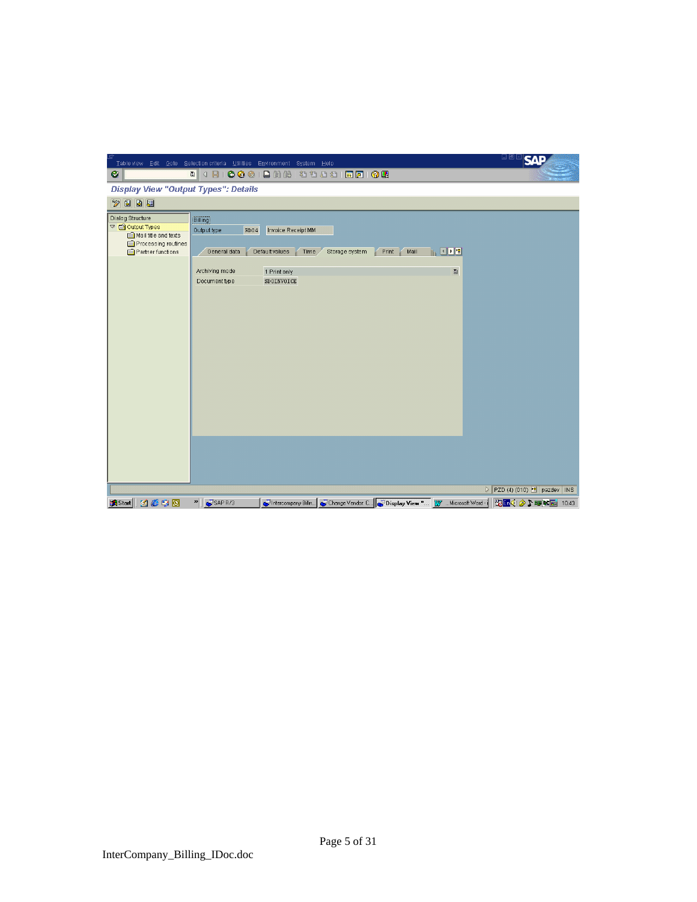Table view Edit Goto Selection criteria Utilities Environment System Help

**Display View "Output Types": Details**

Dialog Structure
- Output Types
  - Mail title and texts
  - Processing routines
  - Partner functions

Billing

Output type: RD04 Invoice Receipt MM

General data | Default values | Time | Storage system | Print | Mail

Archiving mode: 1 Print only

Document type: SDOINVOICE

PZD (4) (010) pszdev INS

Start | SAP R/3 | Intercompany Billin... | Change Vendor C... | Display View "... | Microsoft Word - | 10:43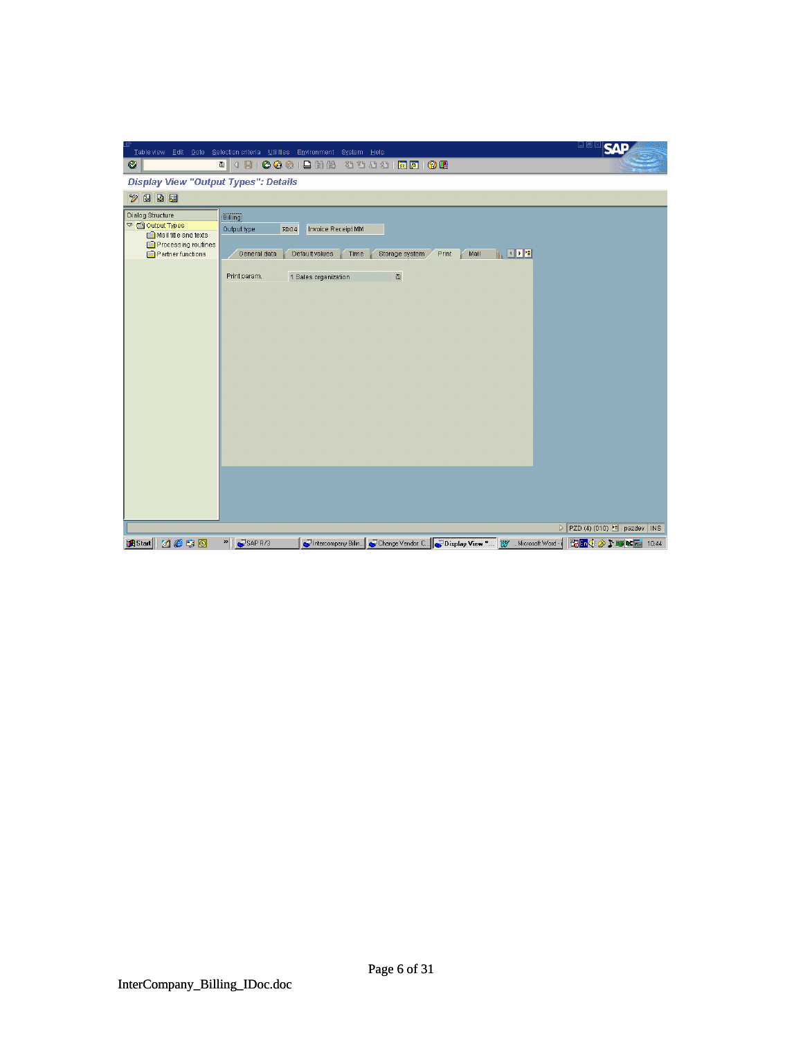Table view Edit Goto Selection criteria Utilities Environment System Help

**Display View "Output Types": Details**

Dialog Structure
- Output Types
  - Mail title and texts
  - Processing routines
  - Partner functions

Billing

Output type: RD04 Invoice Receipt MM

General data | Default values | Time | Storage system | Print | Mail

Print param.: 1 Sales organization

PZD (4) (010) | pazdev | INS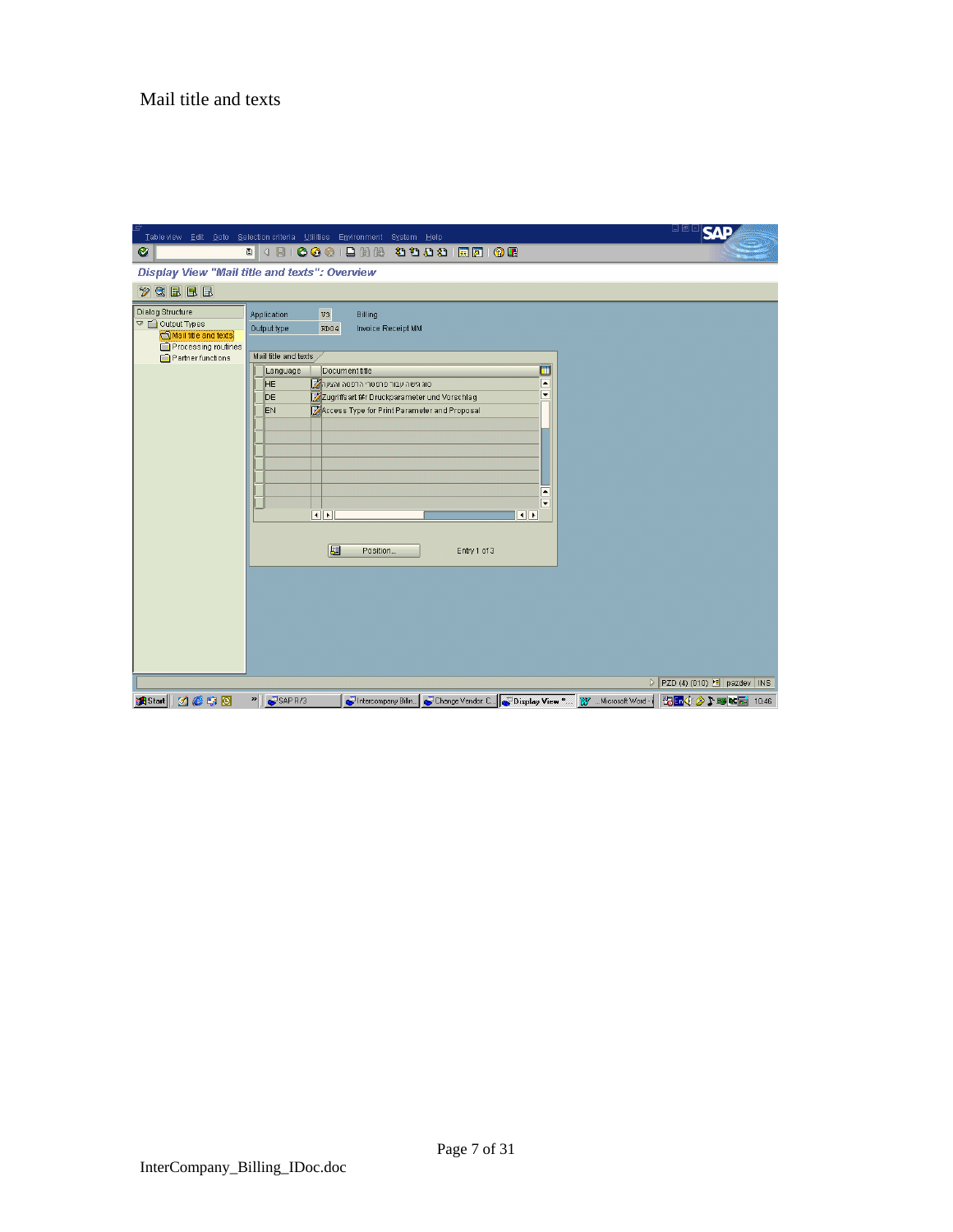Mail title and texts

Display View "Mail title and texts": Overview

Dialog Structure
- Output Types
  - Mail title and texts
  - Processing routines
  - Partner functions

Application: V3 Billing

Output type: RD04 Invoice Receipt MM

Mail title and texts

| Language | Document title |
|---|---|
| HE | סוג גישה עבור פרמטרי הדפסה והצעה |
| DE | Zugriffsart für Druckparameter und Vorschlag |
| EN | Access Type for Print Parameter and Proposal |

Position... Entry 1 of 3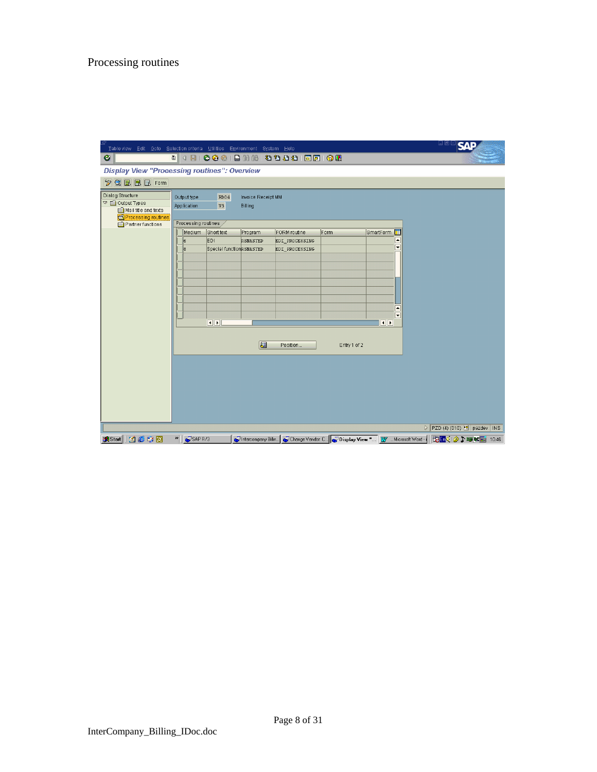Processing routines

Display View "Processing routines": Overview

Output type RD04 Invoice Receipt MM

Application V3 Billing

Processing routines

| Medium | Short text | Program | FORM routine | Form | SmartForm |
|---|---|---|---|---|---|
| 6 | EDI | RSNASTED | EDI_PROCESSING | | |
| 8 | Special function | RSNASTED | EDI_PROCESSING | | |

Entry 1 of 2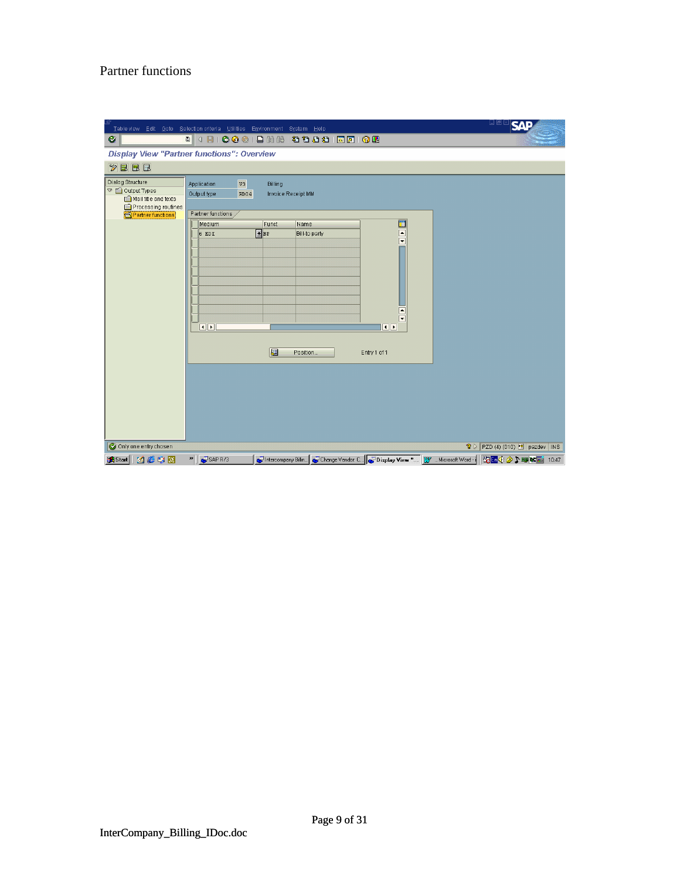Partner functions

Display View "Partner functions": Overview

Dialog Structure
- Output Types
  - Mail title and texts
  - Processing routines
  - Partner functions

Application V3 Billing

Output type RD04 Invoice Receipt MM

Partner functions

| Medium | Funct | Name |
| --- | --- | --- |
| 6 EDI | BP | Bill-to party |

Position... Entry 1 of 1

Only one entry chosen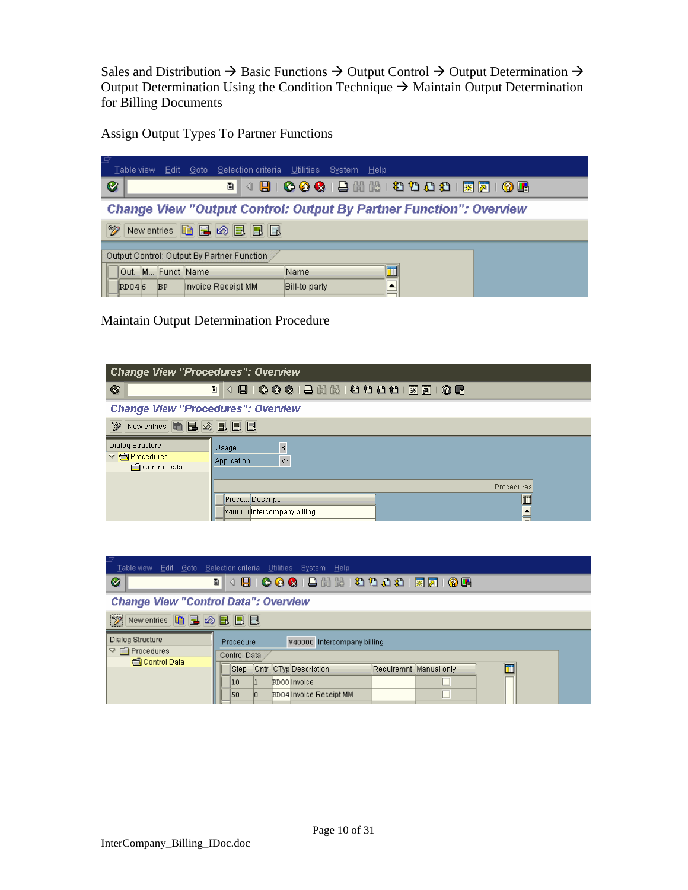Sales and Distribution → Basic Functions → Output Control → Output Determination → Output Determination Using the Condition Technique → Maintain Output Determination for Billing Documents

Assign Output Types To Partner Functions

Table view  Edit  Goto  Selection criteria  Utilities  System  Help

**Change View "Output Control: Output By Partner Function": Overview**

New entries

Output Control: Output By Partner Function

| Out. | M... | Funct | Name | Name |
|---|---|---|---|---|
| RD04 | 6 | BP | Invoice Receipt MM | Bill-to party |

Maintain Output Determination Procedure

**Change View "Procedures": Overview**

New entries

Dialog Structure
- Procedures
  - Control Data

Usage: B

Application: V3

Procedures

| Proce... | Descript. |
|---|---|
| V40000 | Intercompany billing |

Table view  Edit  Goto  Selection criteria  Utilities  System  Help

**Change View "Control Data": Overview**

New entries

Dialog Structure
- Procedures
  - Control Data

Procedure: V40000 Intercompany billing

Control Data

| Step | Cntr | CTyp | Description | Requiremnt | Manual only |
|---|---|---|---|---|---|
| 10 | 1 | RD00 | Invoice | | ☐ |
| 50 | 0 | RD04 | Invoice Receipt MM | | ☐ |

InterCompany_Billing_IDoc.doc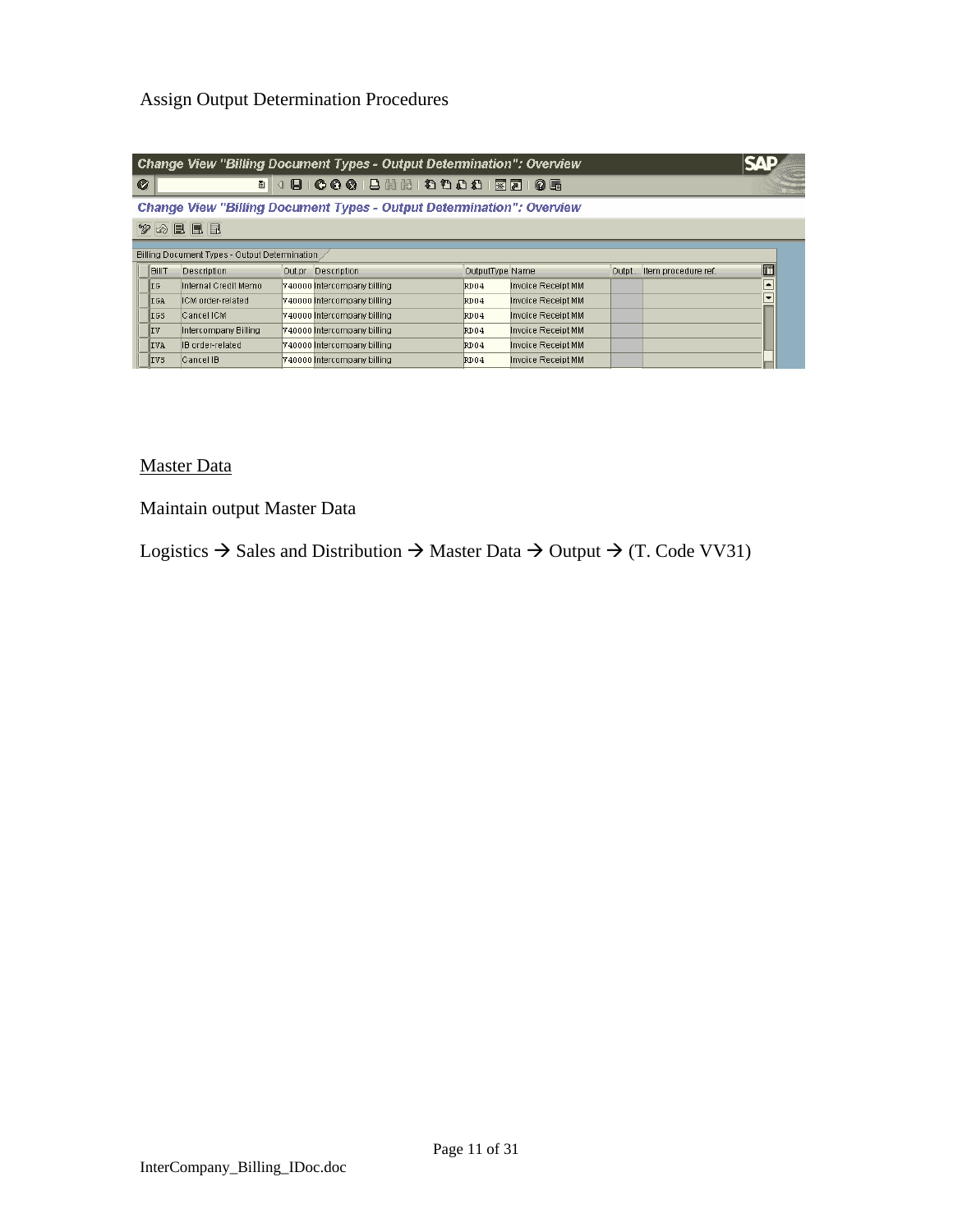Assign Output Determination Procedures

**Change View "Billing Document Types - Output Determination": Overview**

Billing Document Types - Output Determination

| BillT | Description | Out.pr | Description | OutputType | Name | Outpt... | Item procedure ref. |
|---|---|---|---|---|---|---|---|
| IG | Internal Credit Memo | Y40000 | Intercompany billing | RD04 | Invoice Receipt MM | | |
| IGA | ICM order-related | Y40000 | Intercompany billing | RD04 | Invoice Receipt MM | | |
| IGS | Cancel ICM | Y40000 | Intercompany billing | RD04 | Invoice Receipt MM | | |
| IV | Intercompany Billing | Y40000 | Intercompany billing | RD04 | Invoice Receipt MM | | |
| IVA | IB order-related | Y40000 | Intercompany billing | RD04 | Invoice Receipt MM | | |
| IVS | Cancel IB | Y40000 | Intercompany billing | RD04 | Invoice Receipt MM | | |

Master Data

Maintain output Master Data

Logistics → Sales and Distribution → Master Data → Output → (T. Code VV31)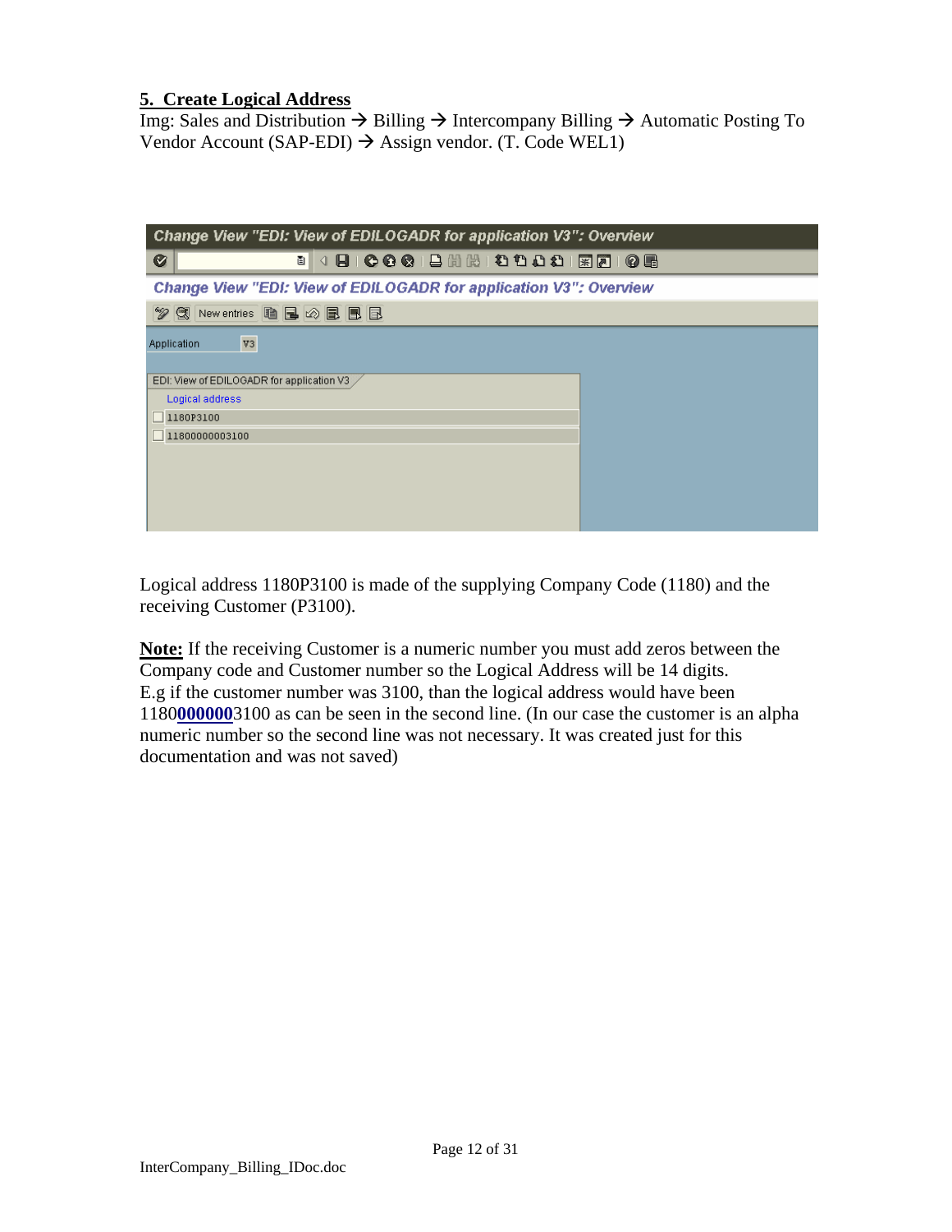## 5. Create Logical Address

Img: Sales and Distribution → Billing → Intercompany Billing → Automatic Posting To Vendor Account (SAP-EDI) → Assign vendor. (T. Code WEL1)

Change View "EDI: View of EDILOGADR for application V3": Overview

Change View "EDI: View of EDILOGADR for application V3": Overview

New entries

Application V3

EDI: View of EDILOGADR for application V3

| Logical address |
| --- |
| 1180P3100 |
| 11800000003100 |

Logical address 1180P3100 is made of the supplying Company Code (1180) and the receiving Customer (P3100).

**Note:** If the receiving Customer is a numeric number you must add zeros between the Company code and Customer number so the Logical Address will be 14 digits. E.g if the customer number was 3100, than the logical address would have been 1180**0000003**100 as can be seen in the second line. (In our case the customer is an alpha numeric number so the second line was not necessary. It was created just for this documentation and was not saved)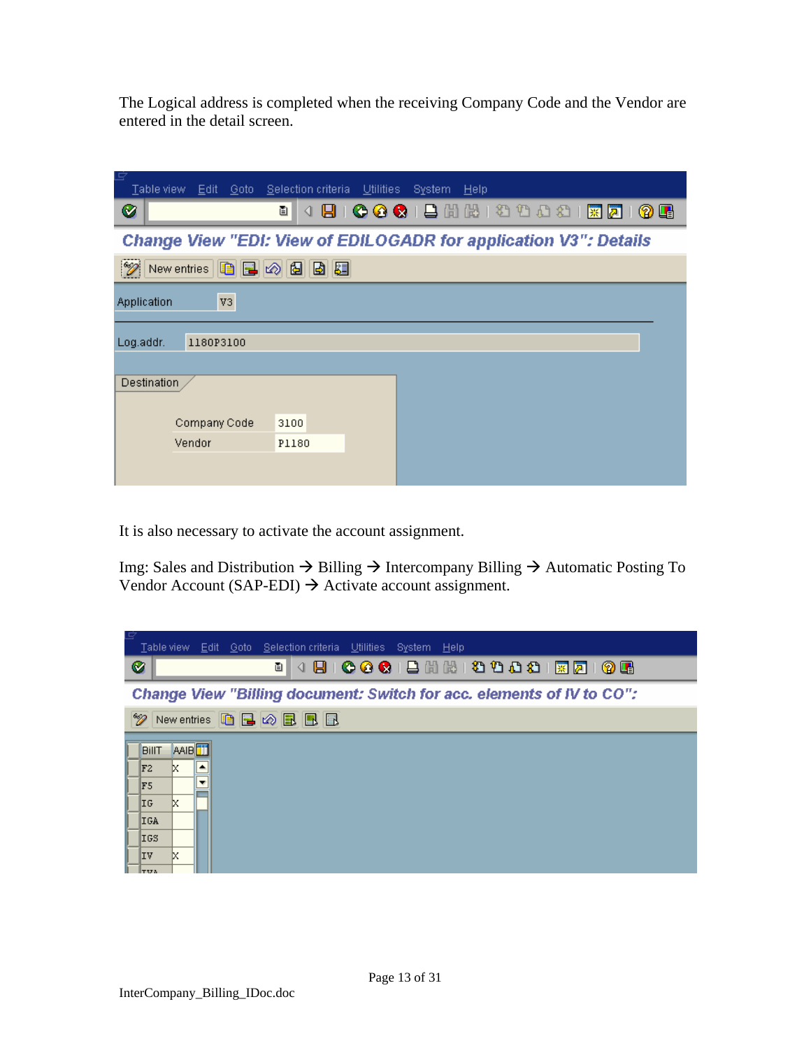The Logical address is completed when the receiving Company Code and the Vendor are entered in the detail screen.

Change View "EDI: View of EDILOGADR for application V3": Details

Application: V3

Log.addr.: 1180P3100

Destination

| Field | Value |
|---|---|
| Company Code | 3100 |
| Vendor | P1180 |

It is also necessary to activate the account assignment.

Img: Sales and Distribution → Billing → Intercompany Billing → Automatic Posting To Vendor Account (SAP-EDI) → Activate account assignment.

Change View "Billing document: Switch for acc. elements of IV to CO":

| BillT | AAIB |
|---|---|
| F2 | X |
| F5 | |
| IG | X |
| IGA | |
| IGS | |
| IV | X |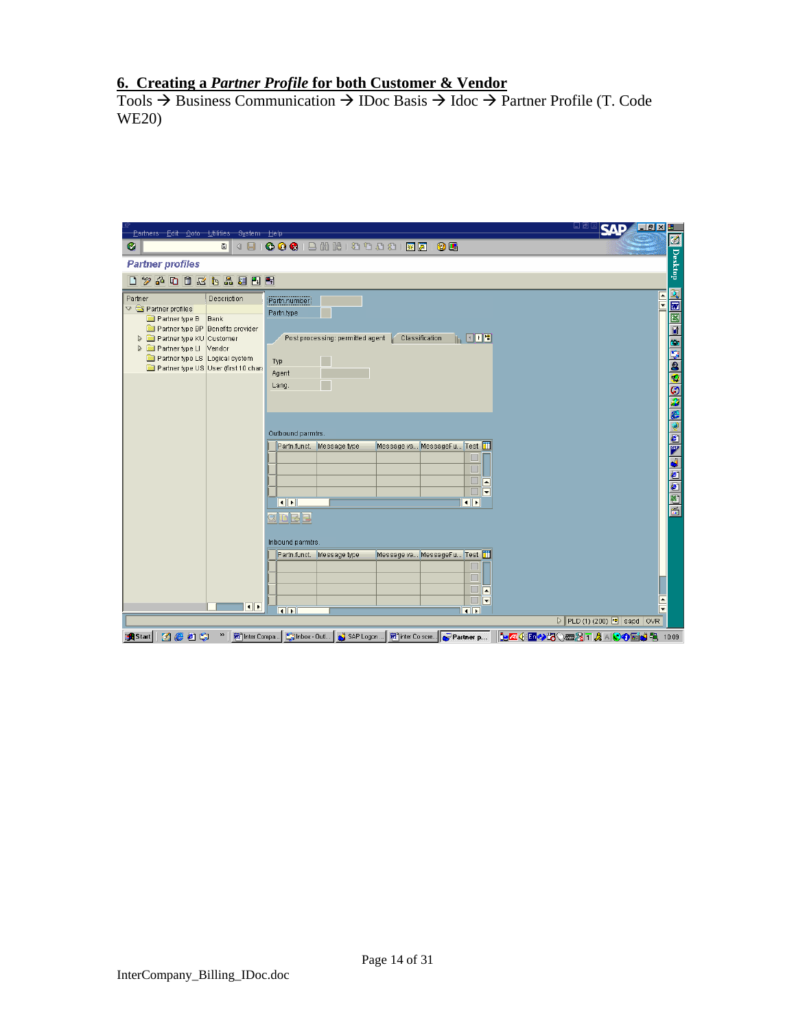## 6. Creating a *Partner Profile* for both Customer & Vendor

Tools → Business Communication → IDoc Basis → Idoc → Partner Profile (T. Code WE20)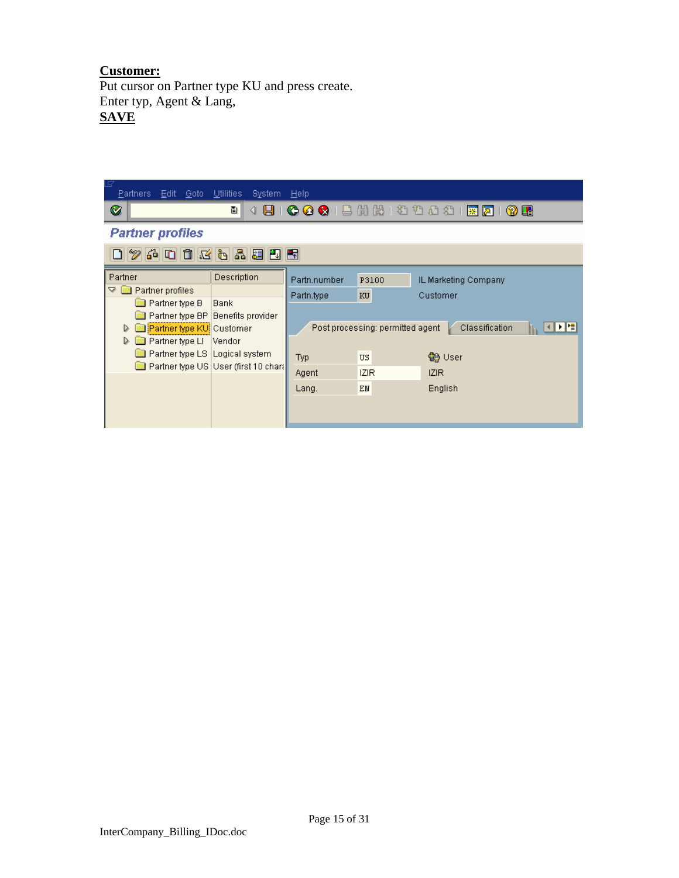**Customer:**
Put cursor on Partner type KU and press create.
Enter typ, Agent & Lang,
**SAVE**

Partners Edit Goto Utilities System Help

**Partner profiles**

| Partner | Description |
|---|---|
| Partner profiles | |
| Partner type B | Bank |
| Partner type BP | Benefits provider |
| Partner type KU | Customer |
| Partner type LI | Vendor |
| Partner type LS | Logical system |
| Partner type US | User (first 10 chara |

Partn.number P3100 IL Marketing Company
Partn.type KU Customer

Post processing: permitted agent | Classification

| | | |
|---|---|---|
| Typ | US | User |
| Agent | IZIR | IZIR |
| Lang. | EN | English |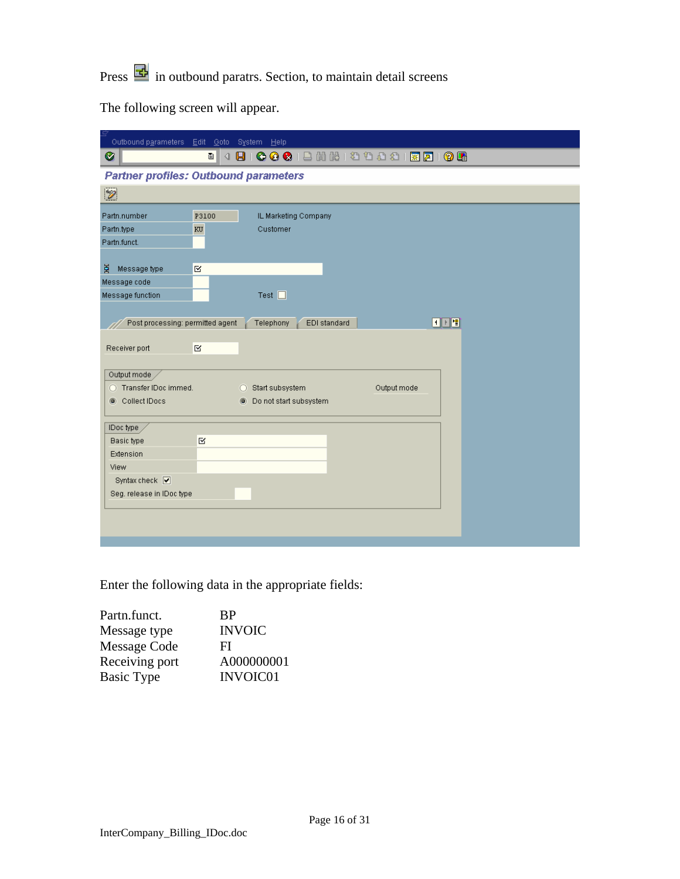Press in outbound paratrs. Section, to maintain detail screens

The following screen will appear.

Enter the following data in the appropriate fields:

| | |
|---|---|
| Partn.funct. | BP |
| Message type | INVOIC |
| Message Code | FI |
| Receiving port | A000000001 |
| Basic Type | INVOIC01 |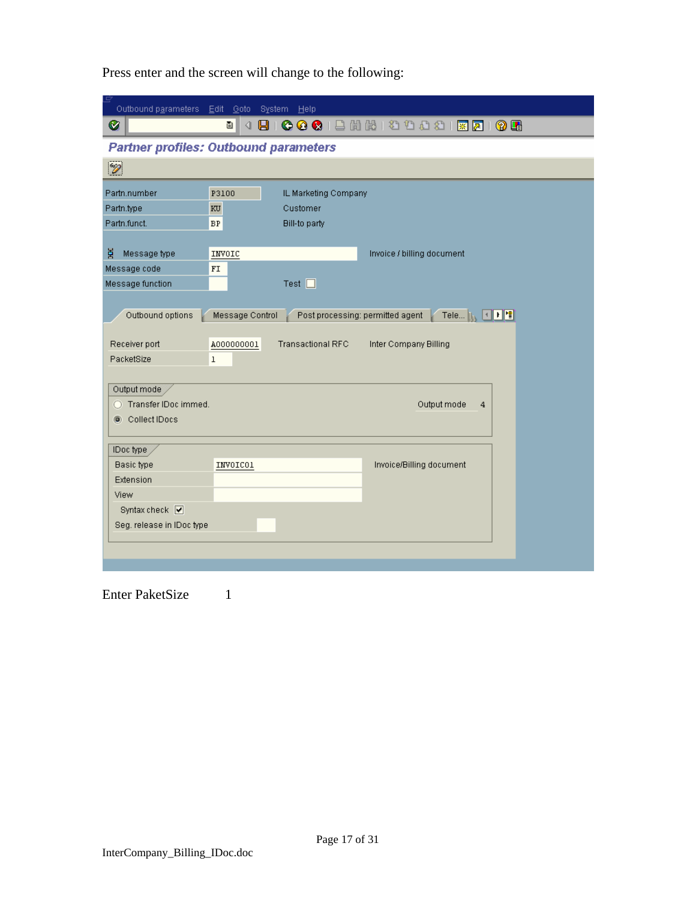Press enter and the screen will change to the following:

Outbound parameters Edit Goto System Help

**Partner profiles: Outbound parameters**

| | | |
|---|---|---|
| Partn.number | P3100 | IL Marketing Company |
| Partn.type | KU | Customer |
| Partn.funct. | BP | Bill-to party |
| Message type | INVOIC | Invoice / billing document |
| Message code | FI | |
| Message function | | Test ☐ |

Outbound options | Message Control | Post processing: permitted agent | Tele...

| | | | |
|---|---|---|---|
| Receiver port | A000000001 | Transactional RFC | Inter Company Billing |
| PacketSize | 1 | | |

Output mode

- ○ Transfer IDoc immed.
- ◉ Collect IDocs

Output mode 4

IDoc type

| | | |
|---|---|---|
| Basic type | INVOIC01 | Invoice/Billing document |
| Extension | | |
| View | | |
| Syntax check | ☑ | |
| Seg. release in IDoc type | | |

Enter PaketSize 1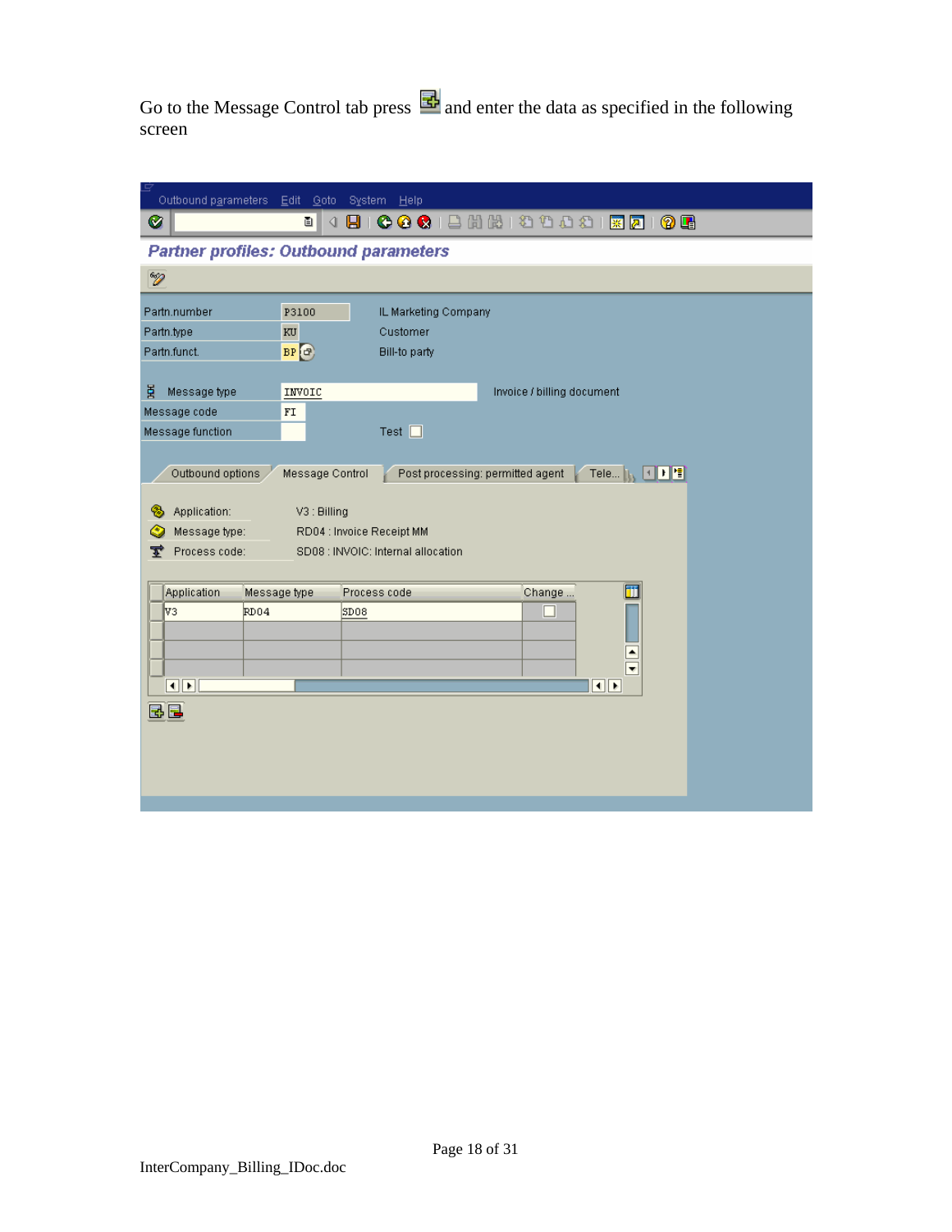Go to the Message Control tab press and enter the data as specified in the following screen

Outbound parameters Edit Goto System Help

**Partner profiles: Outbound parameters**

| | | |
|---|---|---|
| Partn.number | P3100 | IL Marketing Company |
| Partn.type | KU | Customer |
| Partn.funct. | BP | Bill-to party |

| | | |
|---|---|---|
| Message type | INVOIC | Invoice / billing document |
| Message code | FI | |
| Message function | | Test |

Outbound options | Message Control | Post processing: permitted agent | Tele...

Application: V3 : Billing

Message type: RD04 : Invoice Receipt MM

Process code: SD08 : INVOIC: Internal allocation

| Application | Message type | Process code | Change ... |
|---|---|---|---|
| V3 | RD04 | SD08 | ☐ |
| | | | |
| | | | |
| | | | |

InterCompany_Billing_IDoc.doc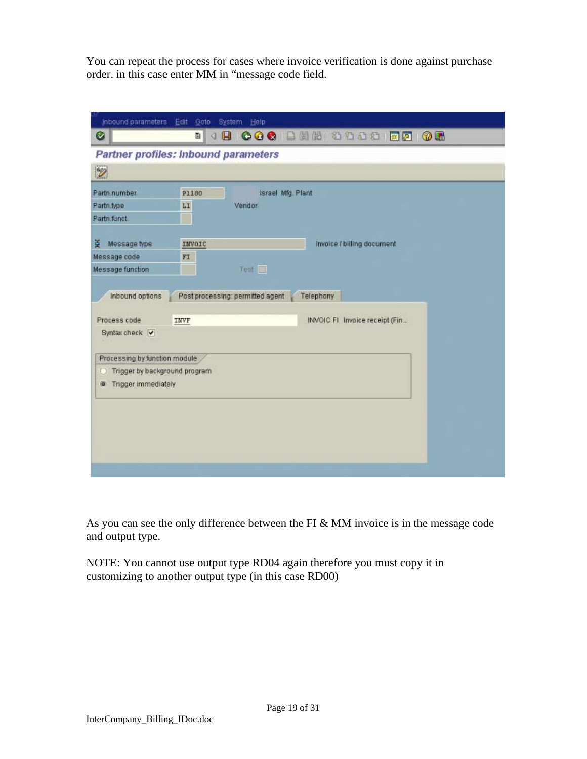You can repeat the process for cases where invoice verification is done against purchase order. in this case enter MM in "message code field.

Inbound parameters Edit Goto System Help

**Partner profiles: Inbound parameters**

| | | |
|---|---|---|
| Partn.number | P1180 | Israel Mfg. Plant |
| Partn.type | LI | Vendor |
| Partn.funct. | | |

| | | |
|---|---|---|
| Message type | INVOIC | Invoice / billing document |
| Message code | FI | |
| Message function | | Test |

Inbound options | Post processing: permitted agent | Telephony

Process code: INVF — INVOIC FI Invoice receipt (Fin..

Syntax check ☑

Processing by function module
- ○ Trigger by background program
- ◉ Trigger immediately

As you can see the only difference between the FI & MM invoice is in the message code and output type.

NOTE: You cannot use output type RD04 again therefore you must copy it in customizing to another output type (in this case RD00)

InterCompany_Billing_IDoc.doc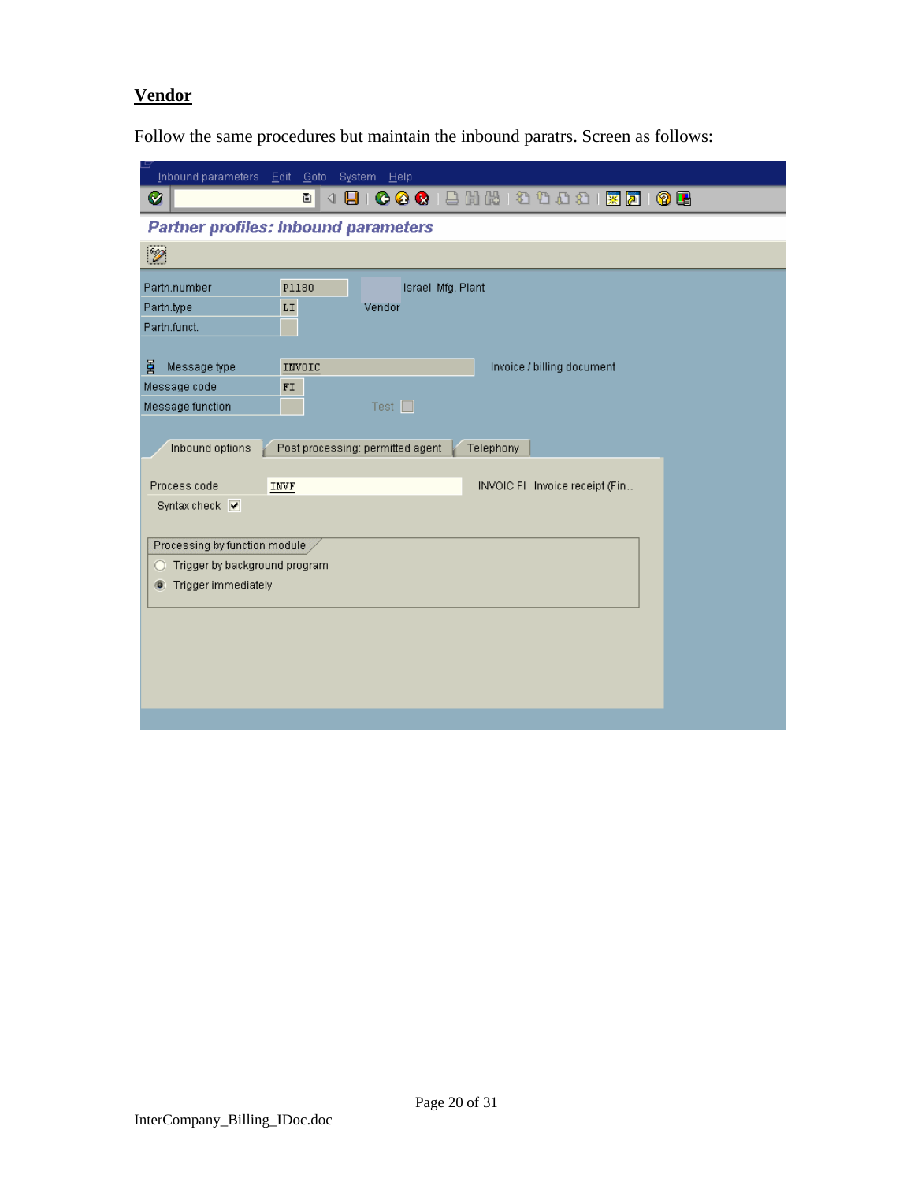## Vendor

Follow the same procedures but maintain the inbound paratrs. Screen as follows:

Inbound parameters   Edit   Goto   System   Help

**Partner profiles: Inbound parameters**

| | | |
|---|---|---|
| Partn.number | P1180 | Israel Mfg. Plant |
| Partn.type | LI | Vendor |
| Partn.funct. | | |
| Message type | INVOIC | Invoice / billing document |
| Message code | FI | |
| Message function | | Test ☐ |

Inbound options | Post processing: permitted agent | Telephony

Process code: INVF — INVOIC FI Invoice receipt (Fin...

Syntax check ☑

Processing by function module
- ○ Trigger by background program
- ◉ Trigger immediately

InterCompany_Billing_IDoc.doc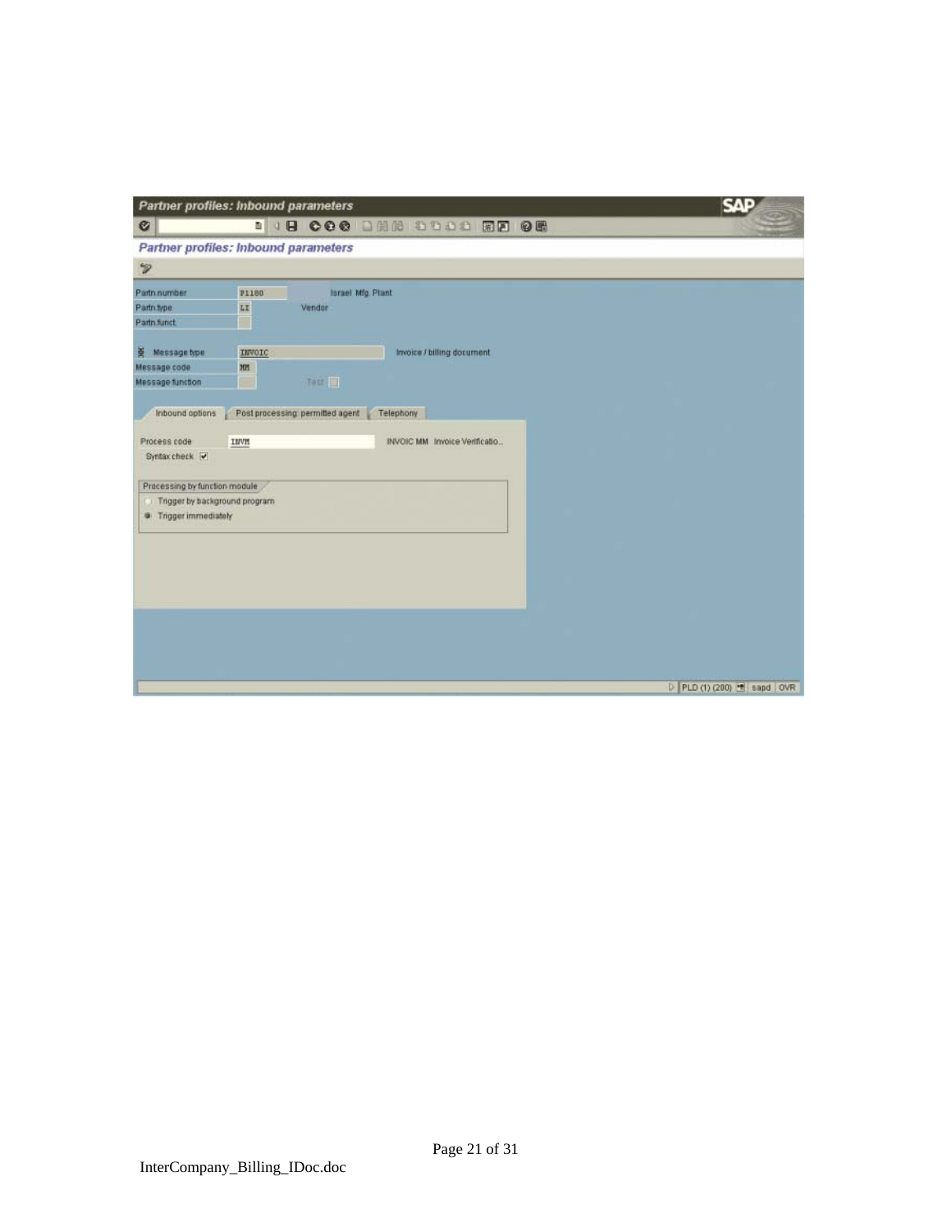**Partner profiles: Inbound parameters**

| Field | Value | Description |
| --- | --- | --- |
| Partn.number | P1180 | Israel Mfg. Plant |
| Partn.type | LI | Vendor |
| Partn.funct. | | |
| Message type | INVOIC | Invoice / billing document |
| Message code | MM | |
| Message function | | Test |

Inbound options | Post processing: permitted agent | Telephony

Process code: INVM — INVOIC MM Invoice Verificatio...

Syntax check: ☑

Processing by function module

- ○ Trigger by background program
- ● Trigger immediately

PLD (1) (200) | sapd | OVR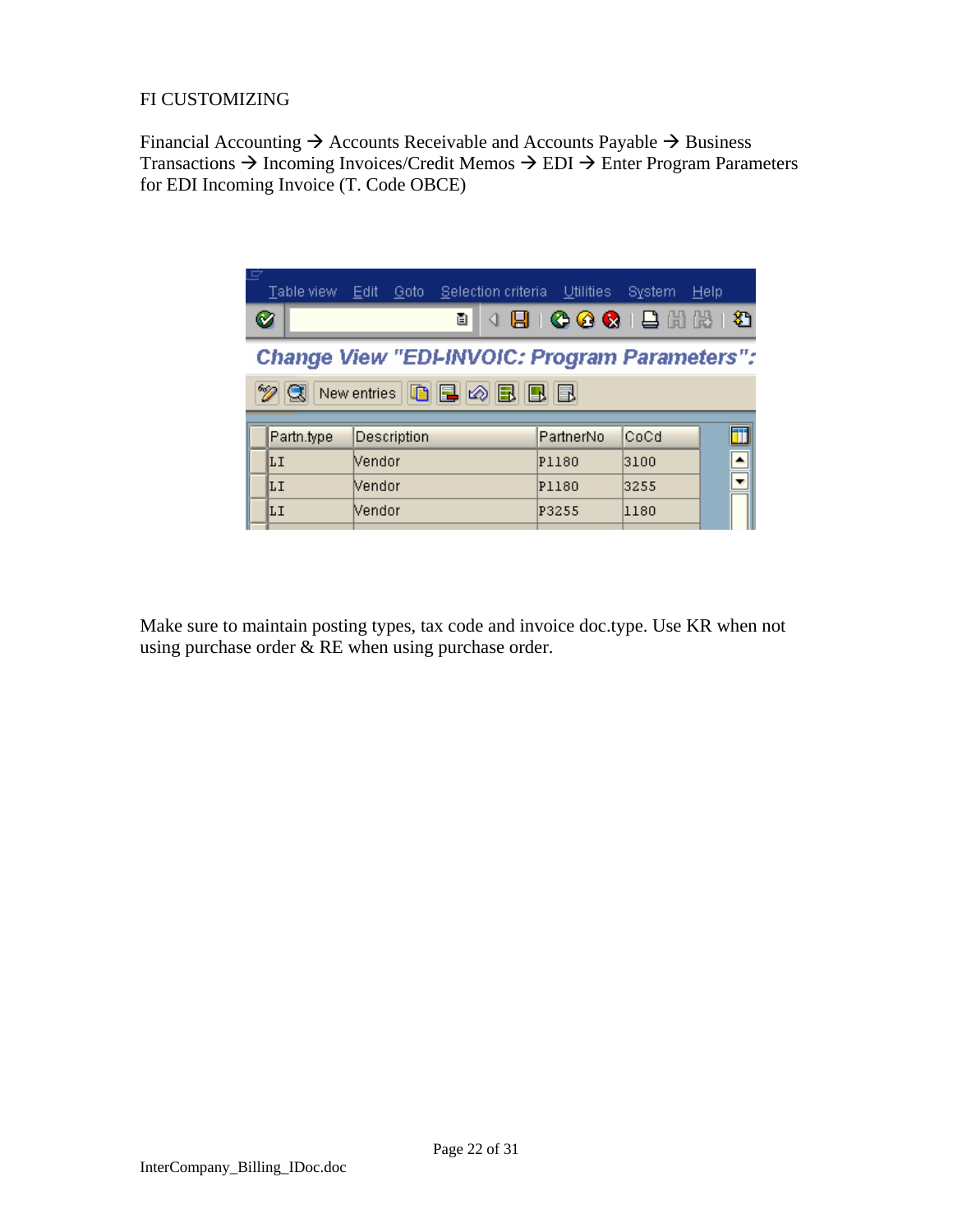FI CUSTOMIZING

Financial Accounting → Accounts Receivable and Accounts Payable → Business Transactions → Incoming Invoices/Credit Memos → EDI → Enter Program Parameters for EDI Incoming Invoice (T. Code OBCE)

Change View "EDI-INVOIC: Program Parameters":

| Partn.type | Description | PartnerNo | CoCd |
|---|---|---|---|
| LI | Vendor | P1180 | 3100 |
| LI | Vendor | P1180 | 3255 |
| LI | Vendor | P3255 | 1180 |

Make sure to maintain posting types, tax code and invoice doc.type. Use KR when not using purchase order & RE when using purchase order.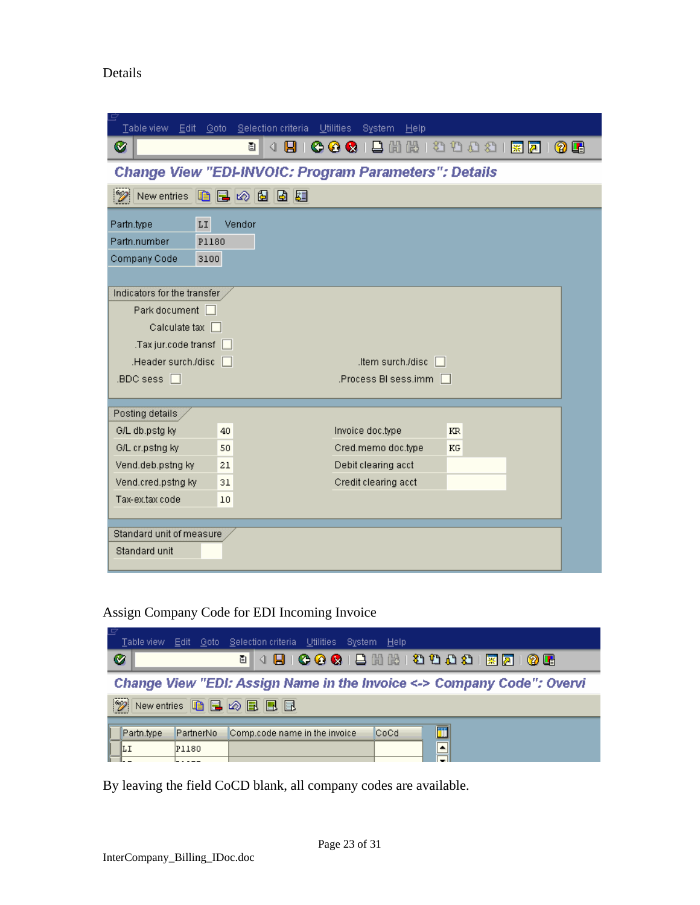Details

Change View "EDI-INVOIC: Program Parameters": Details

Partn.type LI Vendor
Partn.number P1180
Company Code 3100

Indicators for the transfer

- Park document
- Calculate tax
- Tax jur.code transf
- Header surch./disc
- Item surch./disc
- BDC sess
- Process BI sess.imm

Posting details

| Field | Value | Field | Value |
|---|---|---|---|
| G/L db.pstg ky | 40 | Invoice doc.type | KR |
| G/L cr.pstng ky | 50 | Cred.memo doc.type | KG |
| Vend.deb.pstng ky | 21 | Debit clearing acct | |
| Vend.cred.pstng ky | 31 | Credit clearing acct | |
| Tax-ex.tax code | 10 | | |

Standard unit of measure

Standard unit

Assign Company Code for EDI Incoming Invoice

Change View "EDI: Assign Name in the Invoice <-> Company Code": Overvi

| Partn.type | PartnerNo | Comp.code name in the invoice | CoCd |
|---|---|---|---|
| LI | P1180 | | |

By leaving the field CoCD blank, all company codes are available.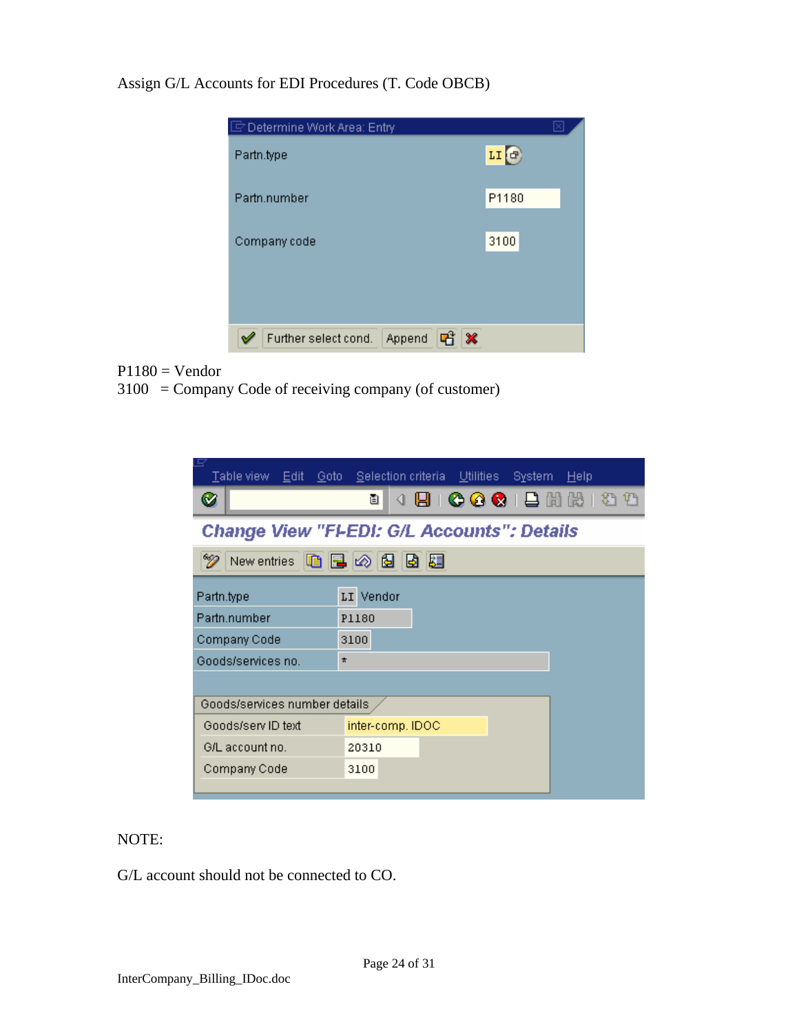Assign G/L Accounts for EDI Procedures (T. Code OBCB)

**Determine Work Area: Entry**

| | |
|---|---|
| Partn.type | LI |
| Partn.number | P1180 |
| Company code | 3100 |

Further select cond. | Append

P1180 = Vendor
3100 = Company Code of receiving company (of customer)

Table view | Edit | Goto | Selection criteria | Utilities | System | Help

**Change View "FI-EDI: G/L Accounts": Details**

New entries

| | |
|---|---|
| Partn.type | LI Vendor |
| Partn.number | P1180 |
| Company Code | 3100 |
| Goods/services no. | * |

Goods/services number details

| | |
|---|---|
| Goods/serv ID text | inter-comp. IDOC |
| G/L account no. | 20310 |
| Company Code | 3100 |

NOTE:

G/L account should not be connected to CO.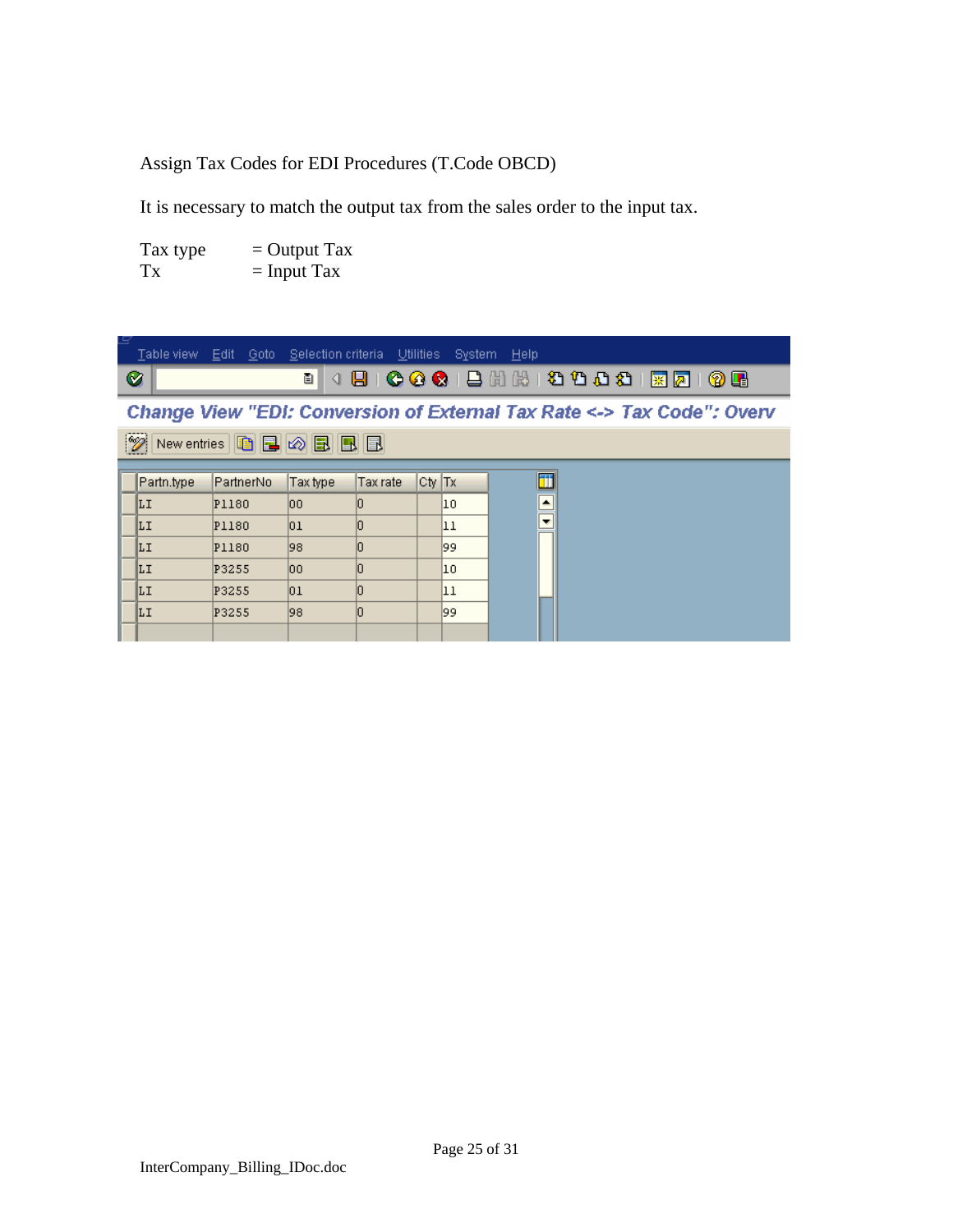Assign Tax Codes for EDI Procedures (T.Code OBCD)

It is necessary to match the output tax from the sales order to the input tax.

Tax type = Output Tax
Tx = Input Tax

Table view Edit Goto Selection criteria Utilities System Help

Change View "EDI: Conversion of External Tax Rate <-> Tax Code": Overv

New entries

| Partn.type | PartnerNo | Tax type | Tax rate | Cty | Tx |
|---|---|---|---|---|---|
| LI | P1180 | 00 | 0 | | 10 |
| LI | P1180 | 01 | 0 | | 11 |
| LI | P1180 | 98 | 0 | | 99 |
| LI | P3255 | 00 | 0 | | 10 |
| LI | P3255 | 01 | 0 | | 11 |
| LI | P3255 | 98 | 0 | | 99 |

InterCompany_Billing_IDoc.doc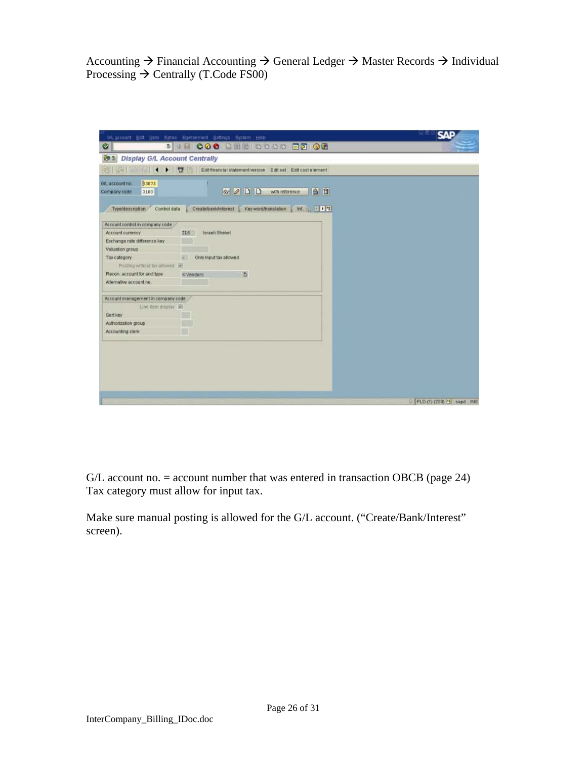Accounting → Financial Accounting → General Ledger → Master Records → Individual Processing → Centrally (T.Code FS00)

G/L account no. = account number that was entered in transaction OBCB (page 24)
Tax category must allow for input tax.

Make sure manual posting is allowed for the G/L account. ("Create/Bank/Interest" screen).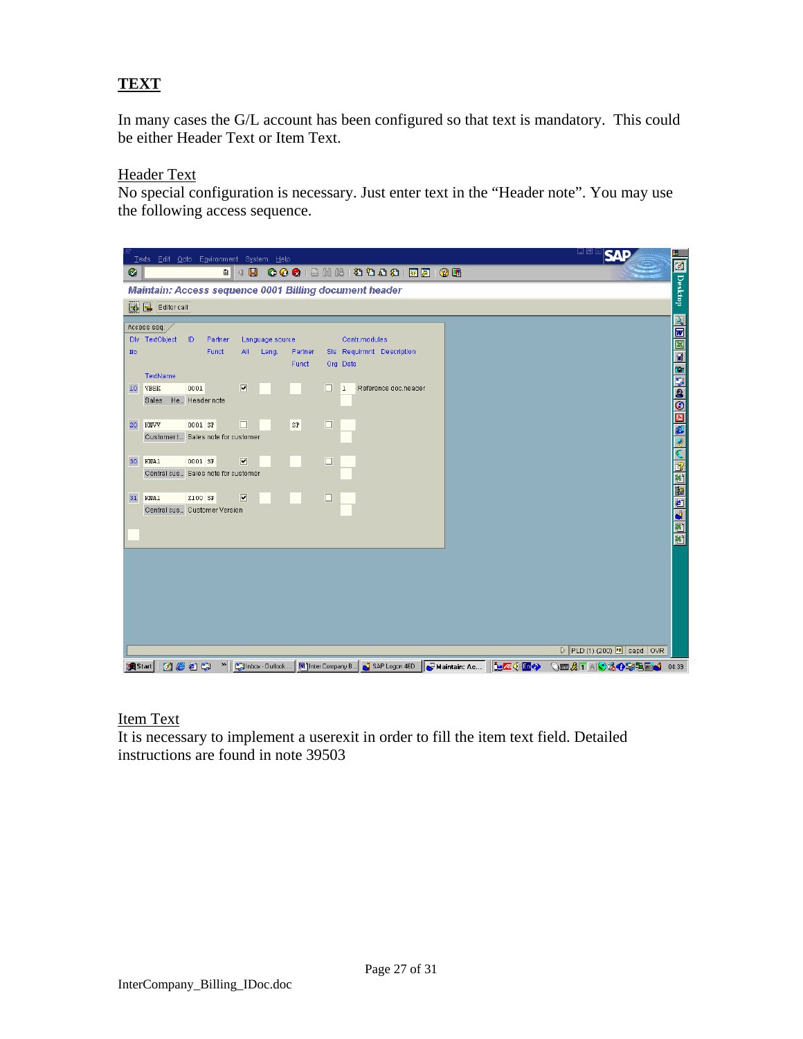## TEXT

In many cases the G/L account has been configured so that text is mandatory. This could be either Header Text or Item Text.

Header Text

No special configuration is necessary. Just enter text in the "Header note". You may use the following access sequence.

Item Text

It is necessary to implement a userexit in order to fill the item text field. Detailed instructions are found in note 39503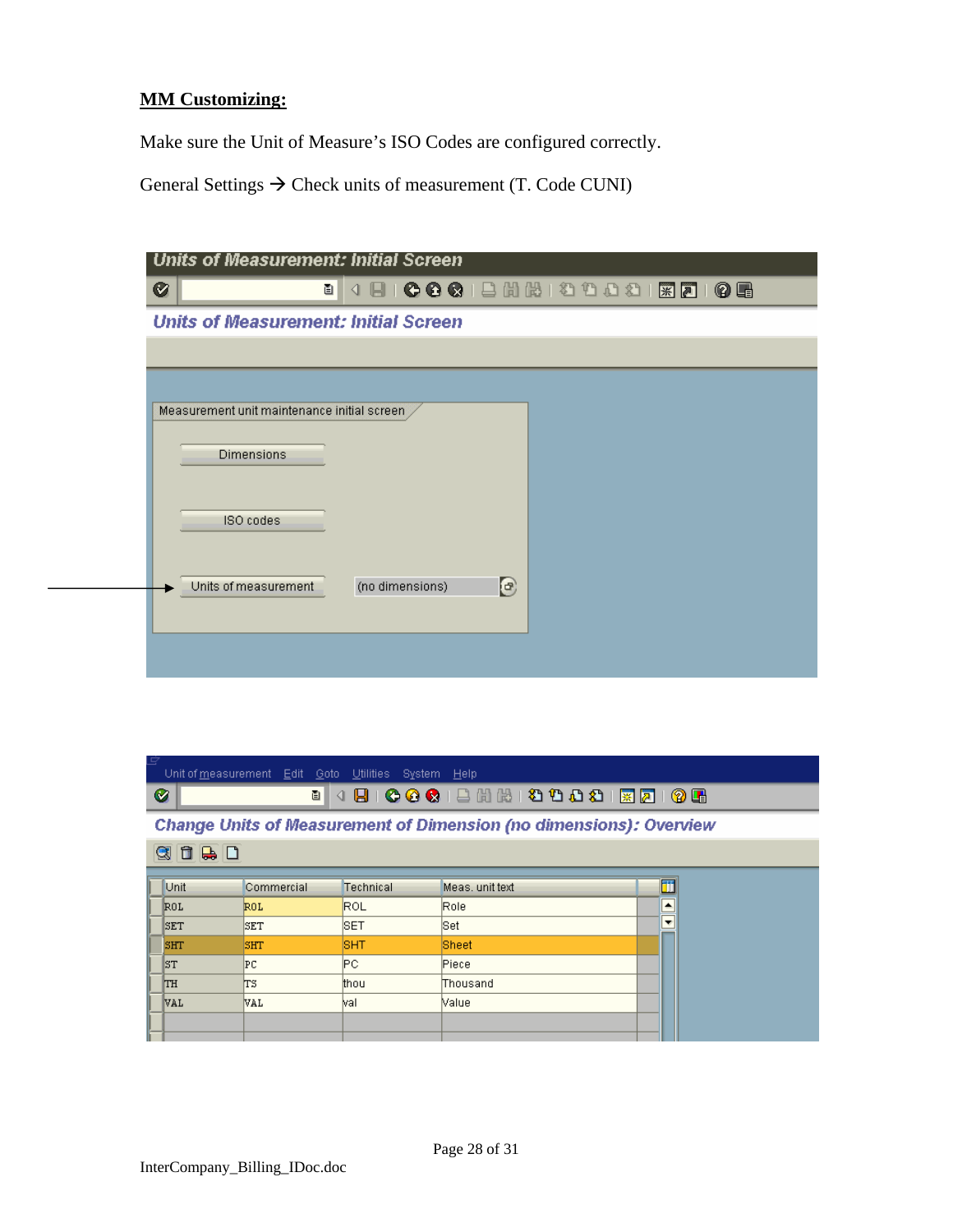**MM Customizing:**

Make sure the Unit of Measure's ISO Codes are configured correctly.

General Settings → Check units of measurement (T. Code CUNI)

Units of Measurement: Initial Screen

Measurement unit maintenance initial screen

Dimensions

ISO codes

Units of measurement (no dimensions)

Unit of measurement Edit Goto Utilities System Help

Change Units of Measurement of Dimension (no dimensions): Overview

| Unit | Commercial | Technical | Meas. unit text |
|---|---|---|---|
| ROL | ROL | ROL | Role |
| SET | SET | SET | Set |
| SHT | SHT | SHT | Sheet |
| ST | PC | PC | Piece |
| TH | TS | thou | Thousand |
| VAL | VAL | val | Value |

InterCompany_Billing_IDoc.doc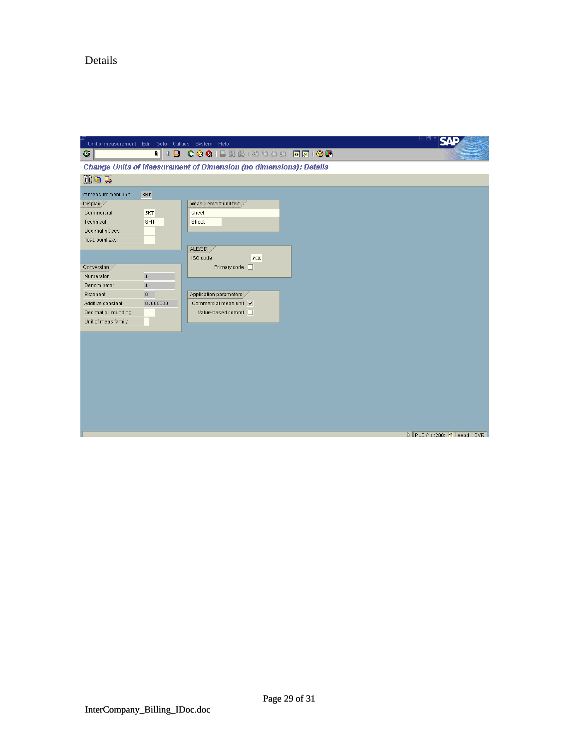Details

Change Units of Measurement of Dimension (no dimensions): Details

Int.measurement unit: SHT

**Display**

| Field | Value |
| --- | --- |
| Commercial | SHT |
| Technical | SHT |
| Decimal places | |
| float. point exp. | |

**Measurement unit text**

sheet

Sheet

**ALE/EDI**

ISO code: PCE

Primary code: ☐

**Conversion**

| Field | Value |
| --- | --- |
| Numerator | 1 |
| Denominator | 1 |
| Exponent | 0 |
| Additive constant | 0.000000 |
| Decimal pl. rounding | |
| Unit of meas family | |

**Application parameters**

Commercial meas.unit: ☑

Value-based commt: ☐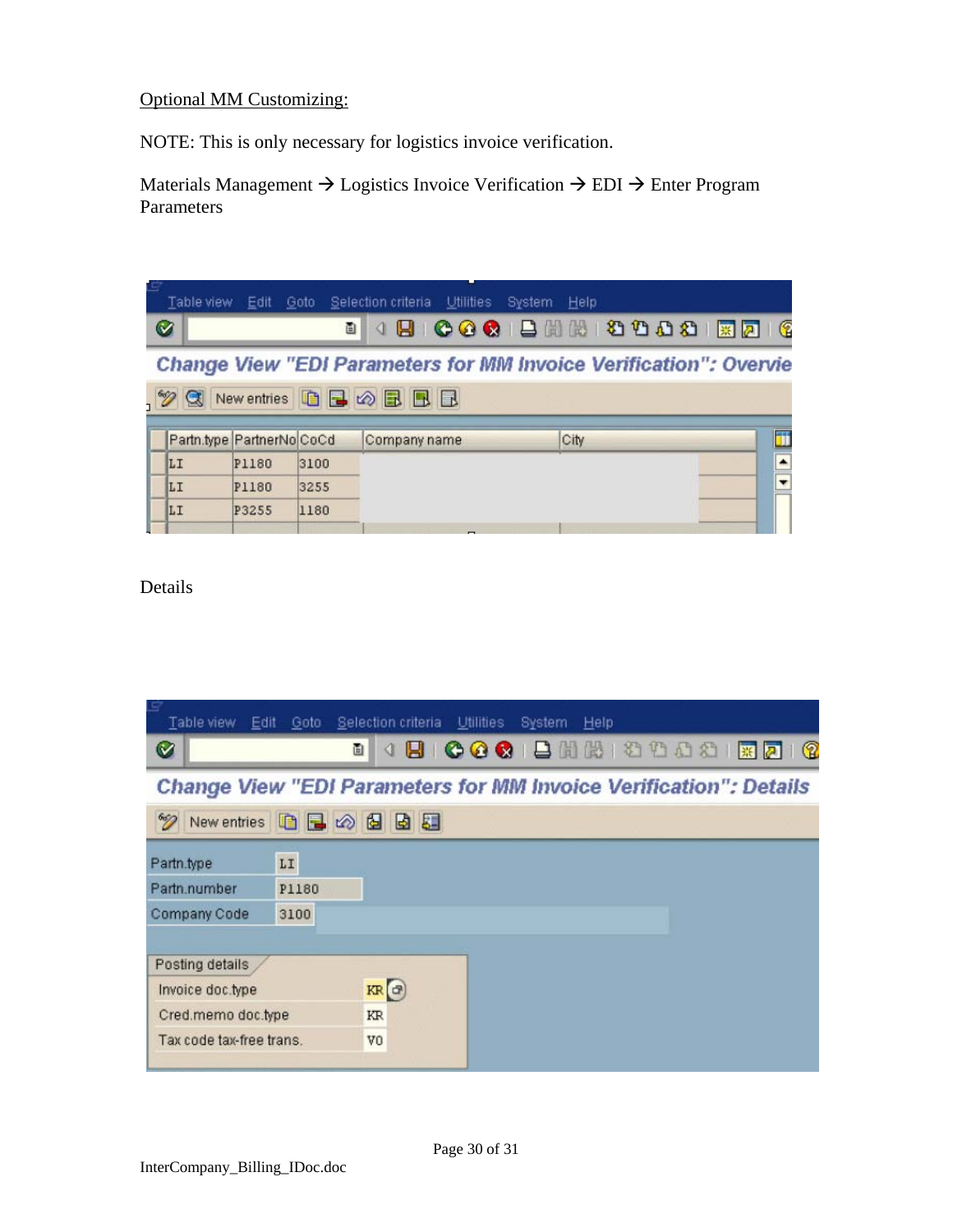Optional MM Customizing:

NOTE: This is only necessary for logistics invoice verification.

Materials Management → Logistics Invoice Verification → EDI → Enter Program Parameters

Table view Edit Goto Selection criteria Utilities System Help

**Change View "EDI Parameters for MM Invoice Verification": Overvie**

New entries

| Partn.type | PartnerNo | CoCd | Company name | City |
|---|---|---|---|---|
| LI | P1180 | 3100 | | |
| LI | P1180 | 3255 | | |
| LI | P3255 | 1180 | | |

Details

Table view Edit Goto Selection criteria Utilities System Help

**Change View "EDI Parameters for MM Invoice Verification": Details**

New entries

| Field | Value |
|---|---|
| Partn.type | LI |
| Partn.number | P1180 |
| Company Code | 3100 |

Posting details

| Field | Value |
|---|---|
| Invoice doc.type | KR |
| Cred.memo doc.type | KR |
| Tax code tax-free trans. | V0 |

InterCompany_Billing_IDoc.doc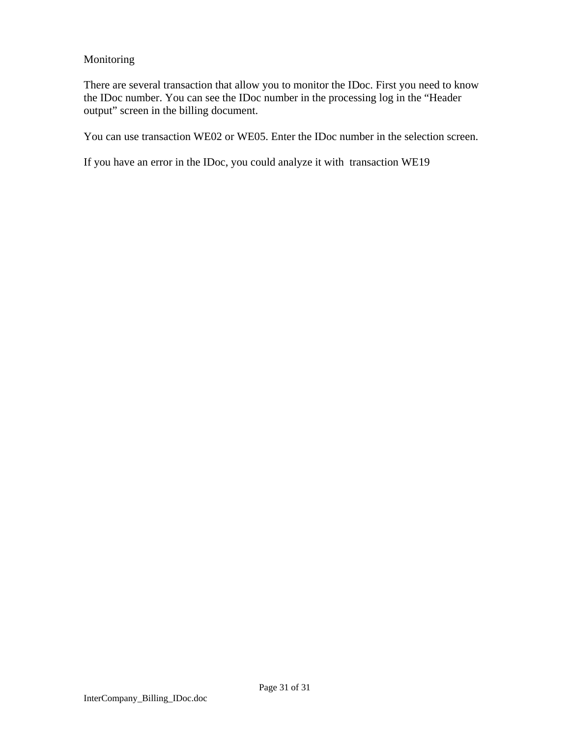Monitoring

There are several transaction that allow you to monitor the IDoc. First you need to know the IDoc number. You can see the IDoc number in the processing log in the “Header output” screen in the billing document.

You can use transaction WE02 or WE05. Enter the IDoc number in the selection screen.

If you have an error in the IDoc, you could analyze it with transaction WE19